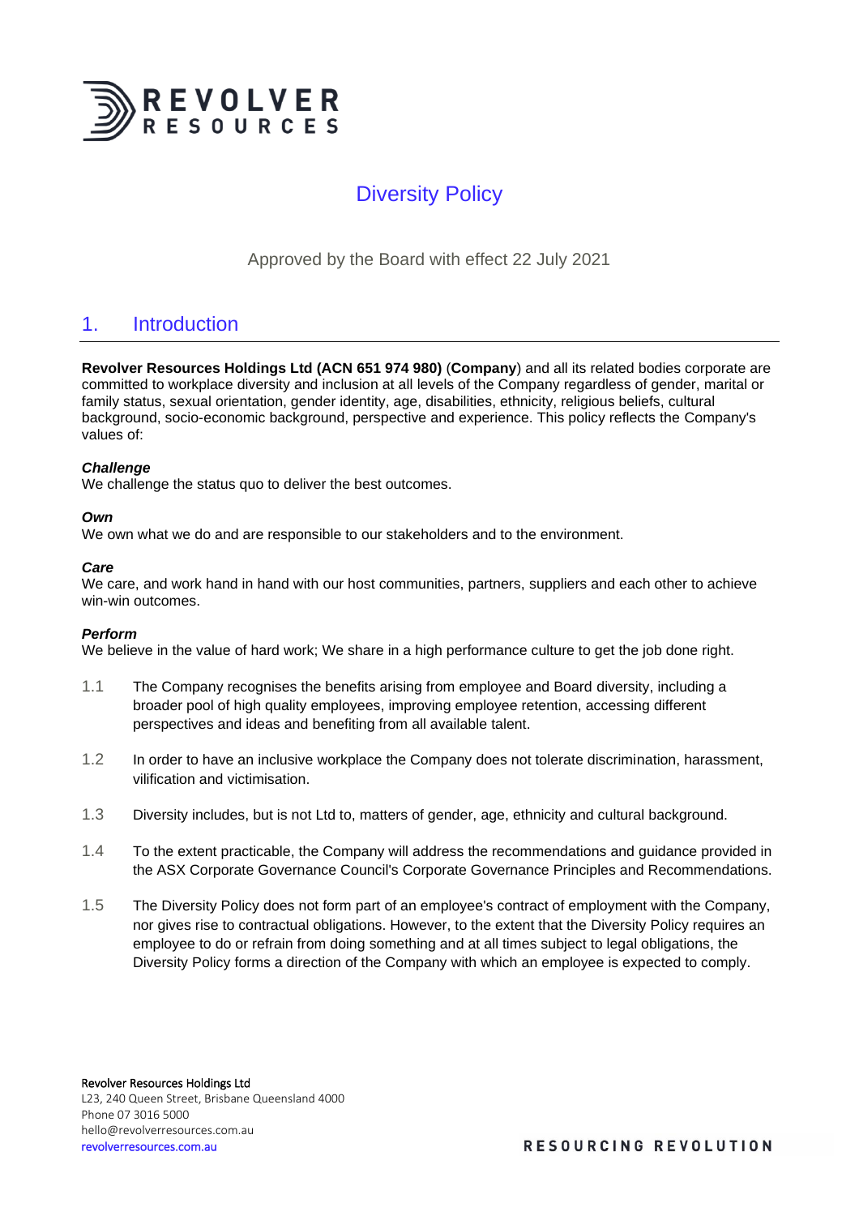# Diversity Policy

Approved by the Board with effect 22 July 2021

## 1. Introduction

**Revolver Resources Holdings Ltd (ACN 651 974 980)** (**Company**) and all its related bodies corporate are committed to workplace diversity and inclusion at all levels of the Company regardless of gender, marital or family status, sexual orientation, gender identity, age, disabilities, ethnicity, religious beliefs, cultural background, socio-economic background, perspective and experience. This policy reflects the Company's values of:

***Challenge***
We challenge the status quo to deliver the best outcomes.

***Own***
We own what we do and are responsible to our stakeholders and to the environment.

***Care***
We care, and work hand in hand with our host communities, partners, suppliers and each other to achieve win-win outcomes.

***Perform***
We believe in the value of hard work; We share in a high performance culture to get the job done right.

1.1 The Company recognises the benefits arising from employee and Board diversity, including a broader pool of high quality employees, improving employee retention, accessing different perspectives and ideas and benefiting from all available talent.

1.2 In order to have an inclusive workplace the Company does not tolerate discrimination, harassment, vilification and victimisation.

1.3 Diversity includes, but is not Ltd to, matters of gender, age, ethnicity and cultural background.

1.4 To the extent practicable, the Company will address the recommendations and guidance provided in the ASX Corporate Governance Council's Corporate Governance Principles and Recommendations.

1.5 The Diversity Policy does not form part of an employee's contract of employment with the Company, nor gives rise to contractual obligations. However, to the extent that the Diversity Policy requires an employee to do or refrain from doing something and at all times subject to legal obligations, the Diversity Policy forms a direction of the Company with which an employee is expected to comply.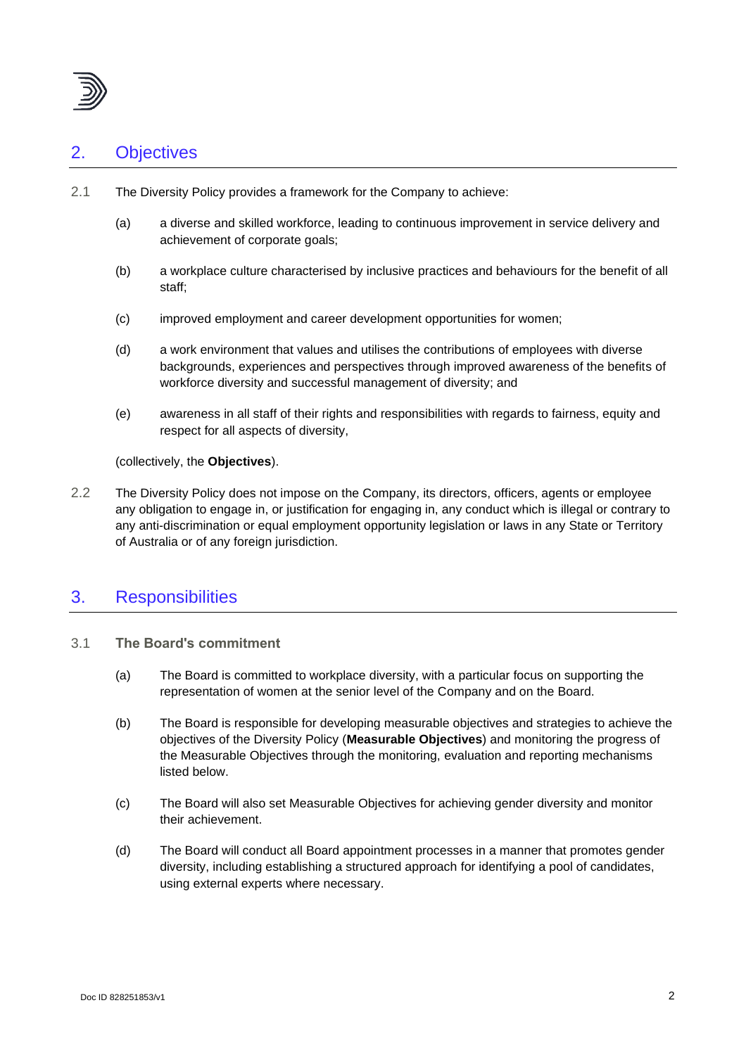## 2. Objectives

2.1 The Diversity Policy provides a framework for the Company to achieve:

(a) a diverse and skilled workforce, leading to continuous improvement in service delivery and achievement of corporate goals;

(b) a workplace culture characterised by inclusive practices and behaviours for the benefit of all staff;

(c) improved employment and career development opportunities for women;

(d) a work environment that values and utilises the contributions of employees with diverse backgrounds, experiences and perspectives through improved awareness of the benefits of workforce diversity and successful management of diversity; and

(e) awareness in all staff of their rights and responsibilities with regards to fairness, equity and respect for all aspects of diversity,

(collectively, the **Objectives**).

2.2 The Diversity Policy does not impose on the Company, its directors, officers, agents or employee any obligation to engage in, or justification for engaging in, any conduct which is illegal or contrary to any anti-discrimination or equal employment opportunity legislation or laws in any State or Territory of Australia or of any foreign jurisdiction.

## 3. Responsibilities

### 3.1 The Board's commitment

(a) The Board is committed to workplace diversity, with a particular focus on supporting the representation of women at the senior level of the Company and on the Board.

(b) The Board is responsible for developing measurable objectives and strategies to achieve the objectives of the Diversity Policy (**Measurable Objectives**) and monitoring the progress of the Measurable Objectives through the monitoring, evaluation and reporting mechanisms listed below.

(c) The Board will also set Measurable Objectives for achieving gender diversity and monitor their achievement.

(d) The Board will conduct all Board appointment processes in a manner that promotes gender diversity, including establishing a structured approach for identifying a pool of candidates, using external experts where necessary.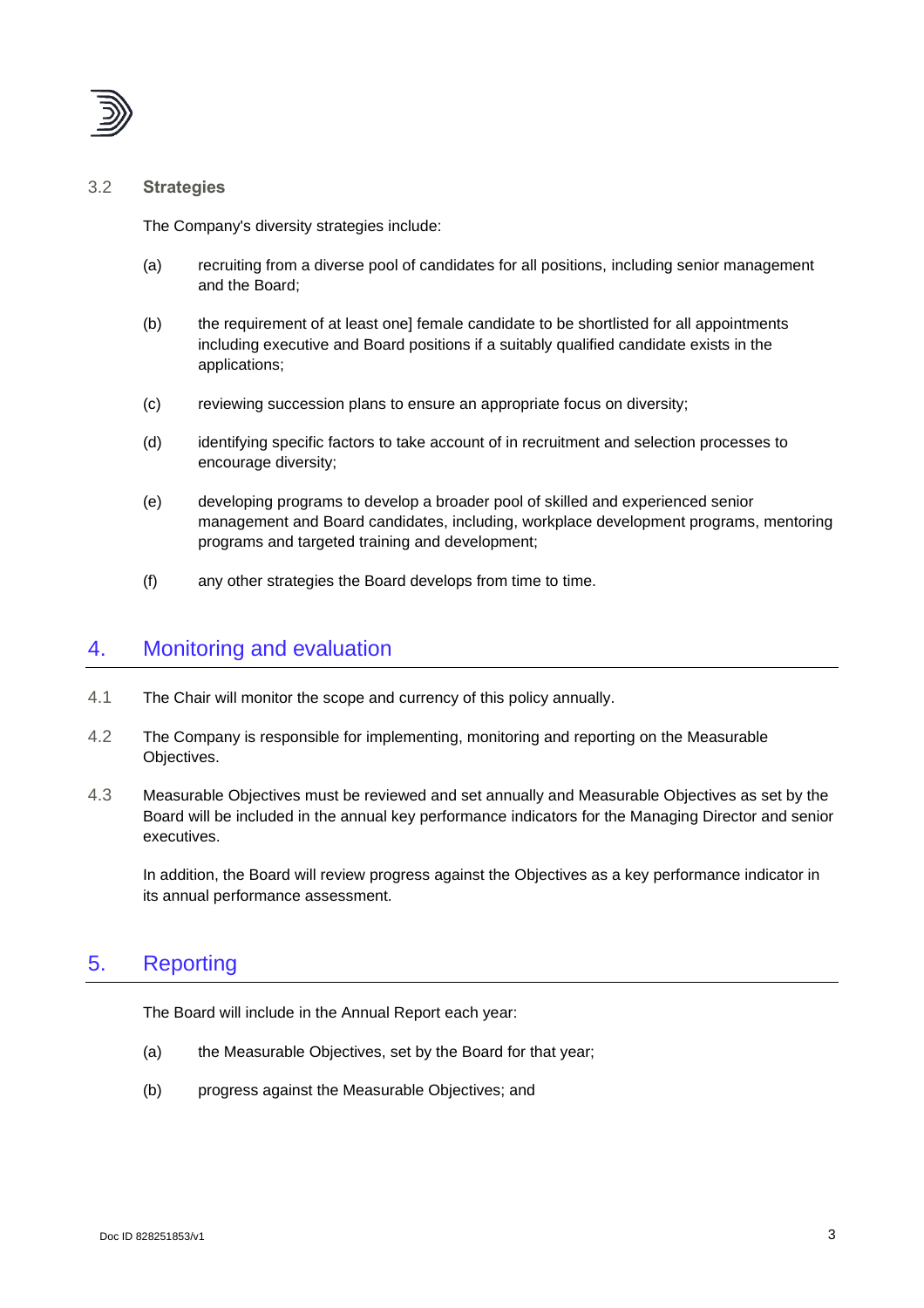### 3.2 Strategies

The Company's diversity strategies include:

(a) recruiting from a diverse pool of candidates for all positions, including senior management and the Board;

(b) the requirement of at least one] female candidate to be shortlisted for all appointments including executive and Board positions if a suitably qualified candidate exists in the applications;

(c) reviewing succession plans to ensure an appropriate focus on diversity;

(d) identifying specific factors to take account of in recruitment and selection processes to encourage diversity;

(e) developing programs to develop a broader pool of skilled and experienced senior management and Board candidates, including, workplace development programs, mentoring programs and targeted training and development;

(f) any other strategies the Board develops from time to time.

## 4. Monitoring and evaluation

4.1 The Chair will monitor the scope and currency of this policy annually.

4.2 The Company is responsible for implementing, monitoring and reporting on the Measurable Objectives.

4.3 Measurable Objectives must be reviewed and set annually and Measurable Objectives as set by the Board will be included in the annual key performance indicators for the Managing Director and senior executives.

In addition, the Board will review progress against the Objectives as a key performance indicator in its annual performance assessment.

## 5. Reporting

The Board will include in the Annual Report each year:

(a) the Measurable Objectives, set by the Board for that year;

(b) progress against the Measurable Objectives; and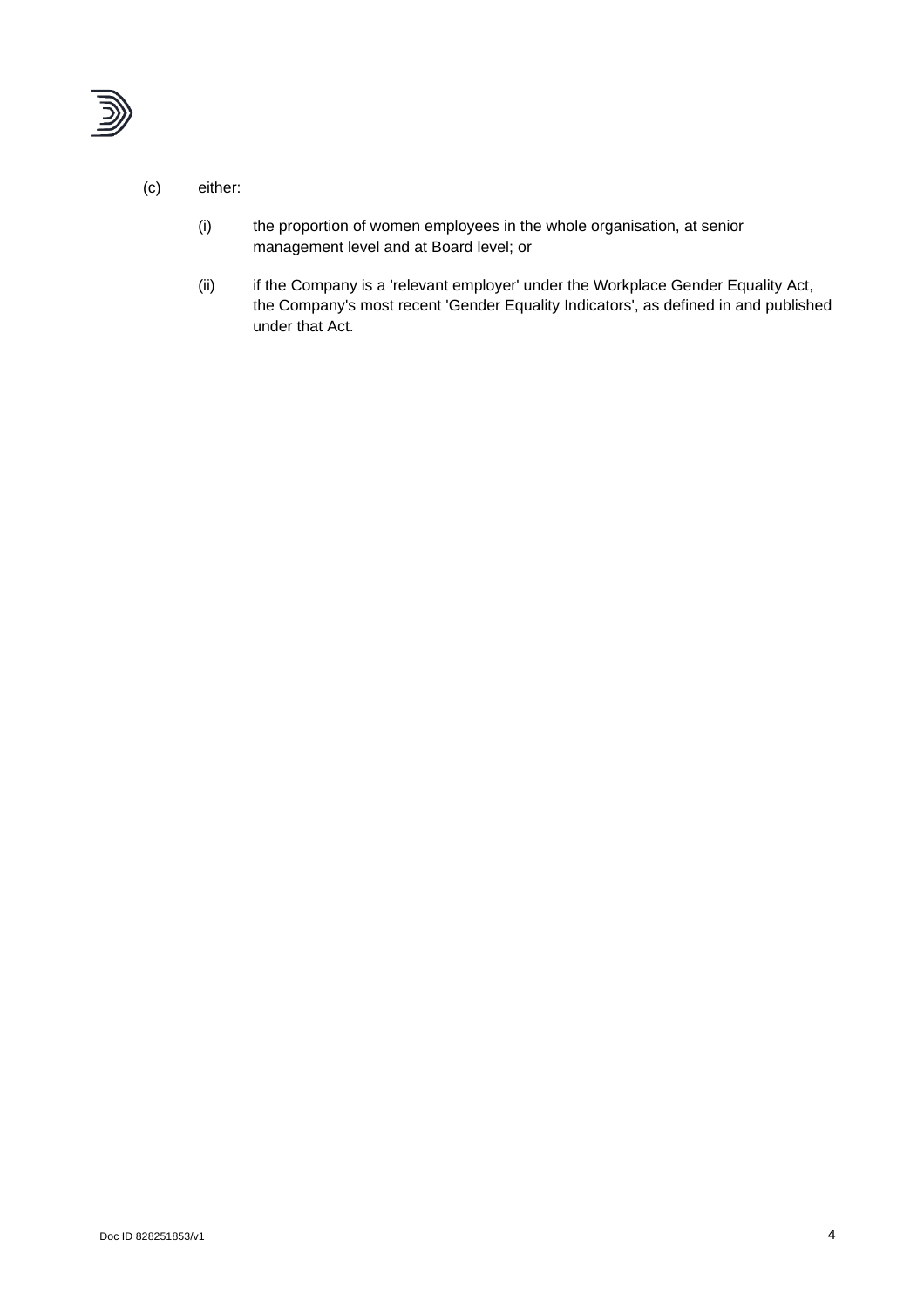(c) either:

   (i) the proportion of women employees in the whole organisation, at senior management level and at Board level; or

   (ii) if the Company is a 'relevant employer' under the Workplace Gender Equality Act, the Company's most recent 'Gender Equality Indicators', as defined in and published under that Act.